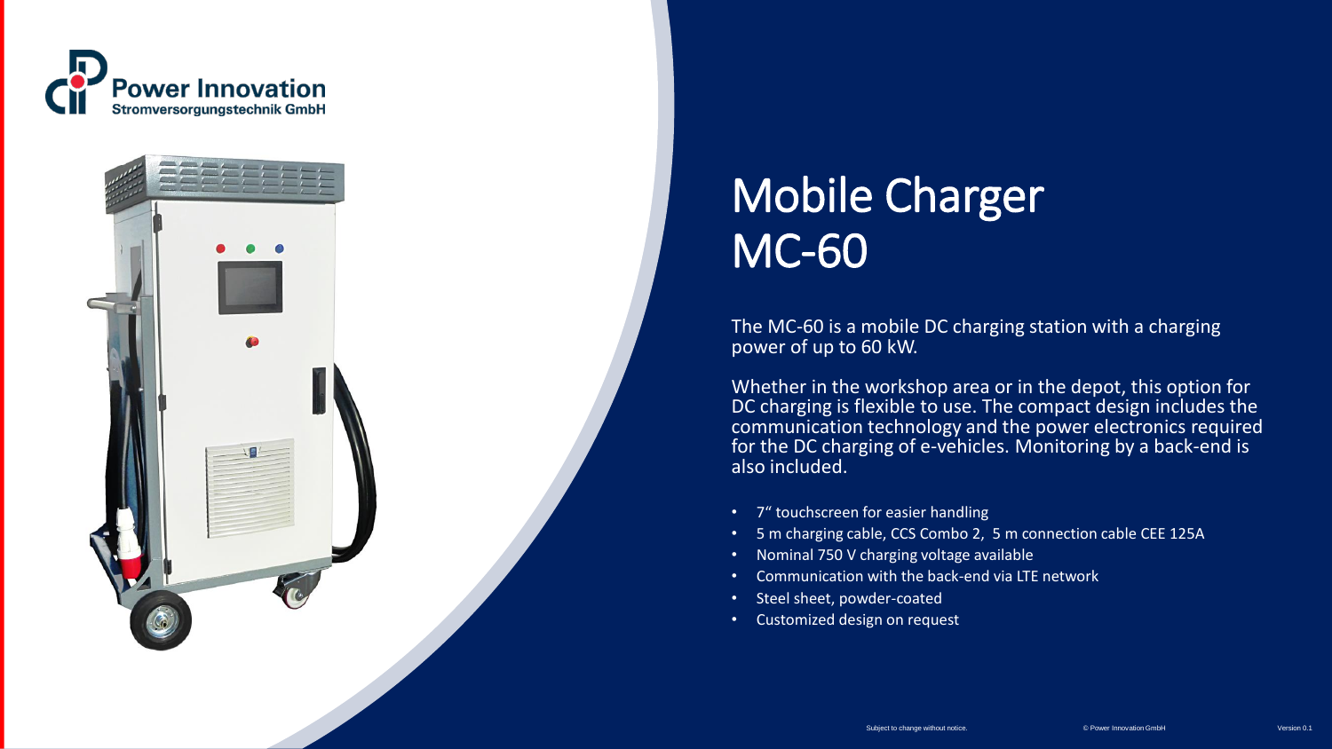Power Innovation
Stromversorgungstechnik GmbH

# Mobile Charger MC-60

The MC-60 is a mobile DC charging station with a charging power of up to 60 kW.

Whether in the workshop area or in the depot, this option for DC charging is flexible to use. The compact design includes the communication technology and the power electronics required for the DC charging of e-vehicles. Monitoring by a back-end is also included.

- 7“ touchscreen for easier handling
- 5 m charging cable, CCS Combo 2, 5 m connection cable CEE 125A
- Nominal 750 V charging voltage available
- Communication with the back-end via LTE network
- Steel sheet, powder-coated
- Customized design on request

Subject to change without notice.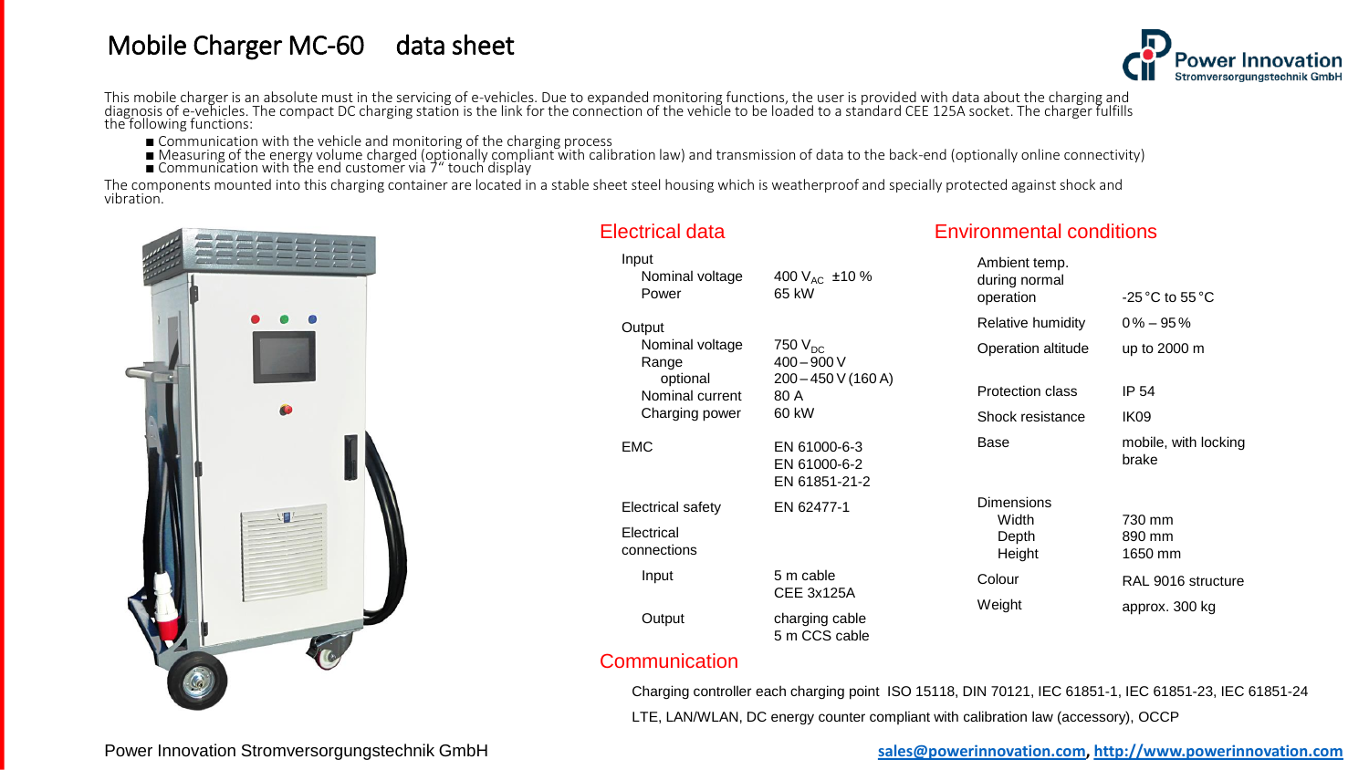# Mobile Charger MC-60 data sheet

This mobile charger is an absolute must in the servicing of e-vehicles. Due to expanded monitoring functions, the user is provided with data about the charging and diagnosis of e-vehicles. The compact DC charging station is the link for the connection of the vehicle to be loaded to a standard CEE 125A socket. The charger fulfills the following functions:

- Communication with the vehicle and monitoring of the charging process
- Measuring of the energy volume charged (optionally compliant with calibration law) and transmission of data to the back-end (optionally online connectivity)
- Communication with the end customer via 7" touch display

The components mounted into this charging container are located in a stable sheet steel housing which is weatherproof and specially protected against shock and vibration.

## Electrical data

| | |
|---|---|
| **Input** | |
| Nominal voltage | 400 $V_{AC}$ ±10 % |
| Power | 65 kW |
| **Output** | |
| Nominal voltage | 750 $V_{DC}$ |
| Range | 400 – 900 V |
| optional | 200 – 450 V (160 A) |
| Nominal current | 80 A |
| Charging power | 60 kW |
| EMC | EN 61000-6-3<br>EN 61000-6-2<br>EN 61851-21-2 |
| Electrical safety | EN 62477-1 |
| **Electrical connections** | |
| Input | 5 m cable<br>CEE 3x125A |
| Output | charging cable<br>5 m CCS cable |

## Environmental conditions

| | |
|---|---|
| Ambient temp. during normal operation | -25 °C to 55 °C |
| Relative humidity | 0 % – 95 % |
| Operation altitude | up to 2000 m |
| Protection class | IP 54 |
| Shock resistance | IK09 |
| Base | mobile, with locking brake |
| **Dimensions** | |
| Width | 730 mm |
| Depth | 890 mm |
| Height | 1650 mm |
| Colour | RAL 9016 structure |
| Weight | approx. 300 kg |

## Communication

Charging controller each charging point ISO 15118, DIN 70121, IEC 61851-1, IEC 61851-23, IEC 61851-24

LTE, LAN/WLAN, DC energy counter compliant with calibration law (accessory), OCPP

Power Innovation Stromversorgungstechnik GmbH

sales@powerinnovation.com, http://www.powerinnovation.com